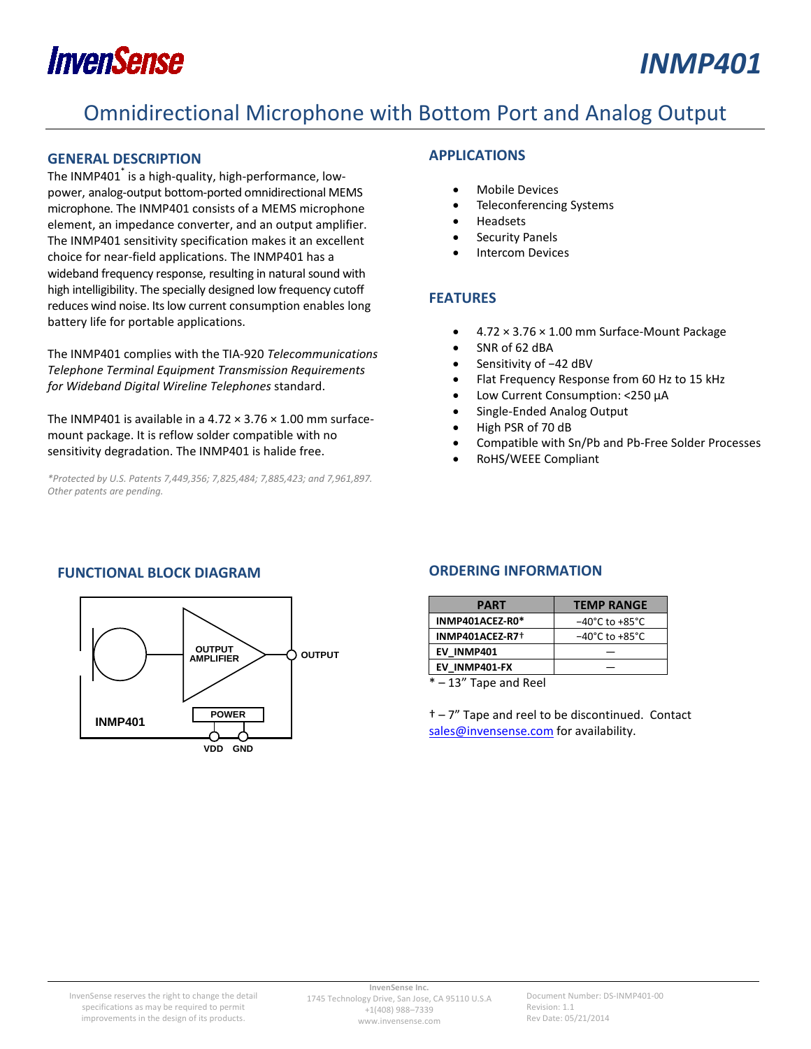# INMP401

## Omnidirectional Microphone with Bottom Port and Analog Output

### GENERAL DESCRIPTION

The INMP401* is a high-quality, high-performance, low-power, analog-output bottom-ported omnidirectional MEMS microphone. The INMP401 consists of a MEMS microphone element, an impedance converter, and an output amplifier. The INMP401 sensitivity specification makes it an excellent choice for near-field applications. The INMP401 has a wideband frequency response, resulting in natural sound with high intelligibility. The specially designed low frequency cutoff reduces wind noise. Its low current consumption enables long battery life for portable applications.

The INMP401 complies with the TIA-920 *Telecommunications Telephone Terminal Equipment Transmission Requirements for Wideband Digital Wireline Telephones* standard.

The INMP401 is available in a 4.72 × 3.76 × 1.00 mm surface-mount package. It is reflow solder compatible with no sensitivity degradation. The INMP401 is halide free.

*\*Protected by U.S. Patents 7,449,356; 7,825,484; 7,885,423; and 7,961,897. Other patents are pending.*

### APPLICATIONS

- Mobile Devices
- Teleconferencing Systems
- Headsets
- Security Panels
- Intercom Devices

### FEATURES

- 4.72 × 3.76 × 1.00 mm Surface-Mount Package
- SNR of 62 dBA
- Sensitivity of −42 dBV
- Flat Frequency Response from 60 Hz to 15 kHz
- Low Current Consumption: <250 µA
- Single-Ended Analog Output
- High PSR of 70 dB
- Compatible with Sn/Pb and Pb-Free Solder Processes
- RoHS/WEEE Compliant

### FUNCTIONAL BLOCK DIAGRAM

OUTPUT AMPLIFIER
OUTPUT
POWER
INMP401
VDD GND

### ORDERING INFORMATION

| PART | TEMP RANGE |
|---|---|
| INMP401ACEZ-R0* | −40°C to +85°C |
| INMP401ACEZ-R7† | −40°C to +85°C |
| EV_INMP401 | — |
| EV_INMP401-FX | — |

\* – 13" Tape and Reel

† – 7" Tape and reel to be discontinued. Contact sales@invensense.com for availability.

InvenSense reserves the right to change the detail specifications as may be required to permit improvements in the design of its products.

InvenSense Inc.
1745 Technology Drive, San Jose, CA 95110 U.S.A
+1(408) 988–7339
www.invensense.com

Document Number: DS-INMP401-00
Revision: 1.1
Rev Date: 05/21/2014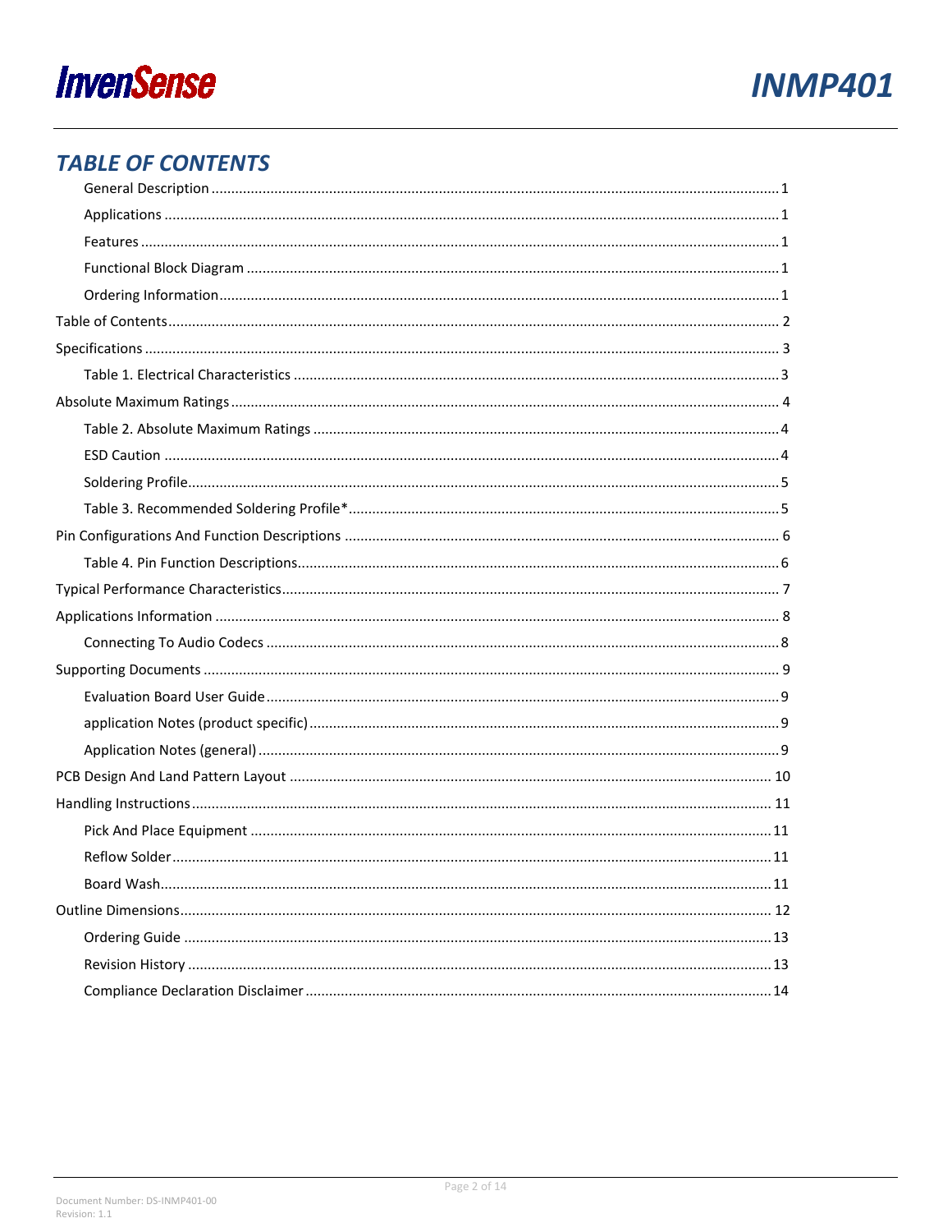## TABLE OF CONTENTS

- General Description ........ 1
- Applications ........ 1
- Features ........ 1
- Functional Block Diagram ........ 1
- Ordering Information ........ 1

Table of Contents ........ 2

Specifications ........ 3

- Table 1. Electrical Characteristics ........ 3

Absolute Maximum Ratings ........ 4

- Table 2. Absolute Maximum Ratings ........ 4
- ESD Caution ........ 4
- Soldering Profile ........ 5
- Table 3. Recommended Soldering Profile* ........ 5

Pin Configurations And Function Descriptions ........ 6

- Table 4. Pin Function Descriptions ........ 6

Typical Performance Characteristics ........ 7

Applications Information ........ 8

- Connecting To Audio Codecs ........ 8

Supporting Documents ........ 9

- Evaluation Board User Guide ........ 9
- application Notes (product specific) ........ 9
- Application Notes (general) ........ 9

PCB Design And Land Pattern Layout ........ 10

Handling Instructions ........ 11

- Pick And Place Equipment ........ 11
- Reflow Solder ........ 11
- Board Wash ........ 11

Outline Dimensions ........ 12

- Ordering Guide ........ 13
- Revision History ........ 13
- Compliance Declaration Disclaimer ........ 14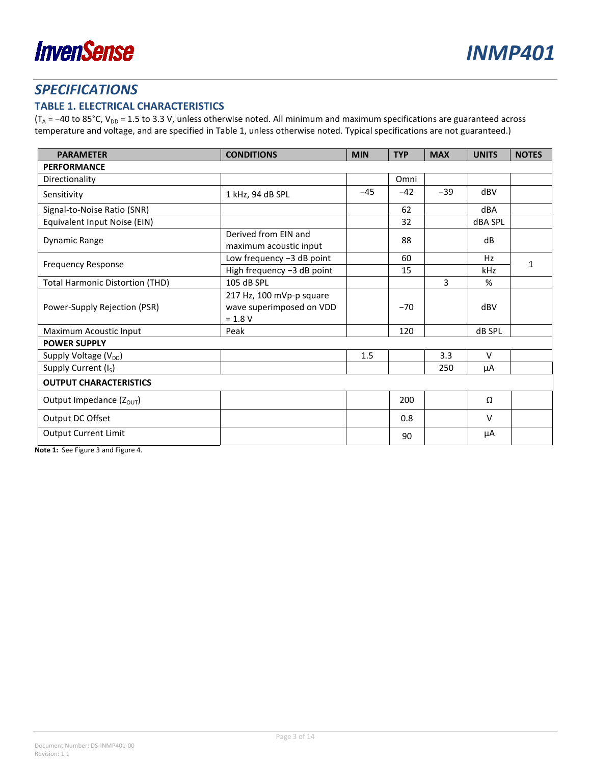## SPECIFICATIONS

### TABLE 1. ELECTRICAL CHARACTERISTICS

($T_A$ = −40 to 85°C, $V_{DD}$ = 1.5 to 3.3 V, unless otherwise noted. All minimum and maximum specifications are guaranteed across temperature and voltage, and are specified in Table 1, unless otherwise noted. Typical specifications are not guaranteed.)

| PARAMETER | CONDITIONS | MIN | TYP | MAX | UNITS | NOTES |
|---|---|---|---|---|---|---|
| **PERFORMANCE** | | | | | | |
| Directionality | | | Omni | | | |
| Sensitivity | 1 kHz, 94 dB SPL | −45 | −42 | −39 | dBV | |
| Signal-to-Noise Ratio (SNR) | | | 62 | | dBA | |
| Equivalent Input Noise (EIN) | | | 32 | | dBA SPL | |
| Dynamic Range | Derived from EIN and maximum acoustic input | | 88 | | dB | |
| Frequency Response | Low frequency −3 dB point | | 60 | | Hz | 1 |
| | High frequency −3 dB point | | 15 | | kHz | |
| Total Harmonic Distortion (THD) | 105 dB SPL | | | 3 | % | |
| Power-Supply Rejection (PSR) | 217 Hz, 100 mVp-p square wave superimposed on VDD = 1.8 V | | −70 | | dBV | |
| Maximum Acoustic Input | Peak | | 120 | | dB SPL | |
| **POWER SUPPLY** | | | | | | |
| Supply Voltage ($V_{DD}$) | | 1.5 | | 3.3 | V | |
| Supply Current ($I_S$) | | | | 250 | µA | |
| **OUTPUT CHARACTERISTICS** | | | | | | |
| Output Impedance ($Z_{OUT}$) | | | 200 | | Ω | |
| Output DC Offset | | | 0.8 | | V | |
| Output Current Limit | | | 90 | | µA | |

**Note 1:** See Figure 3 and Figure 4.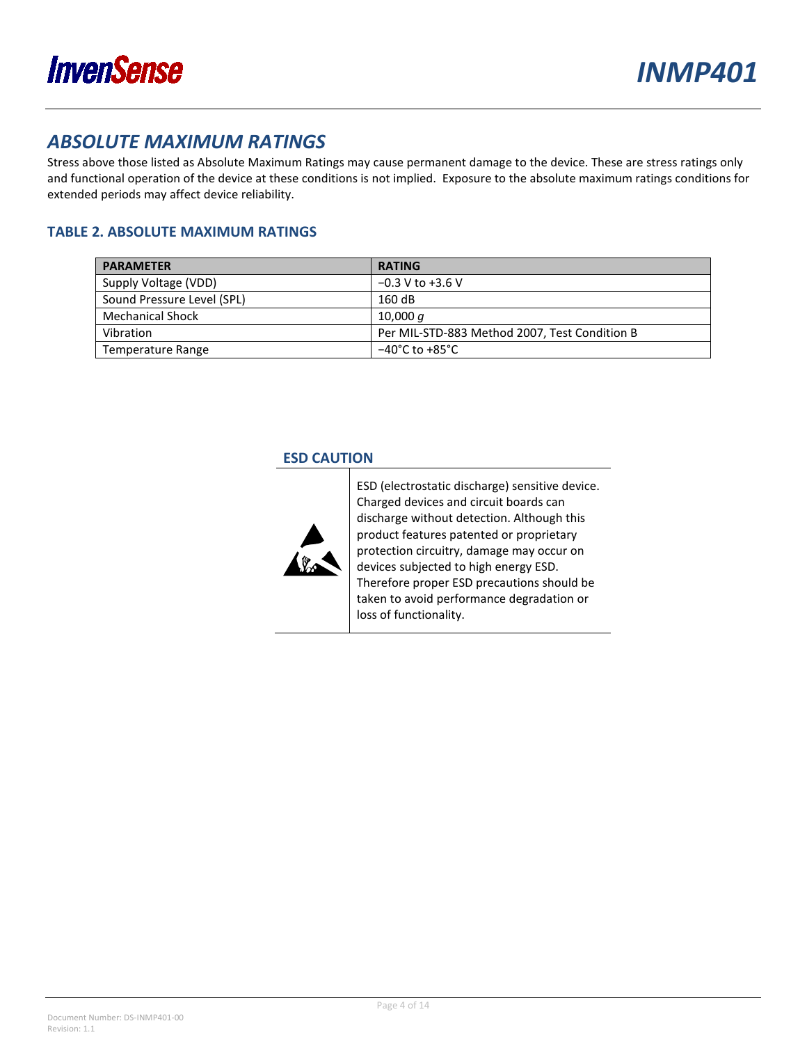## ABSOLUTE MAXIMUM RATINGS

Stress above those listed as Absolute Maximum Ratings may cause permanent damage to the device. These are stress ratings only and functional operation of the device at these conditions is not implied. Exposure to the absolute maximum ratings conditions for extended periods may affect device reliability.

### TABLE 2. ABSOLUTE MAXIMUM RATINGS

| PARAMETER | RATING |
|---|---|
| Supply Voltage (VDD) | −0.3 V to +3.6 V |
| Sound Pressure Level (SPL) | 160 dB |
| Mechanical Shock | 10,000 *g* |
| Vibration | Per MIL-STD-883 Method 2007, Test Condition B |
| Temperature Range | −40°C to +85°C |

### ESD CAUTION

ESD (electrostatic discharge) sensitive device. Charged devices and circuit boards can discharge without detection. Although this product features patented or proprietary protection circuitry, damage may occur on devices subjected to high energy ESD. Therefore proper ESD precautions should be taken to avoid performance degradation or loss of functionality.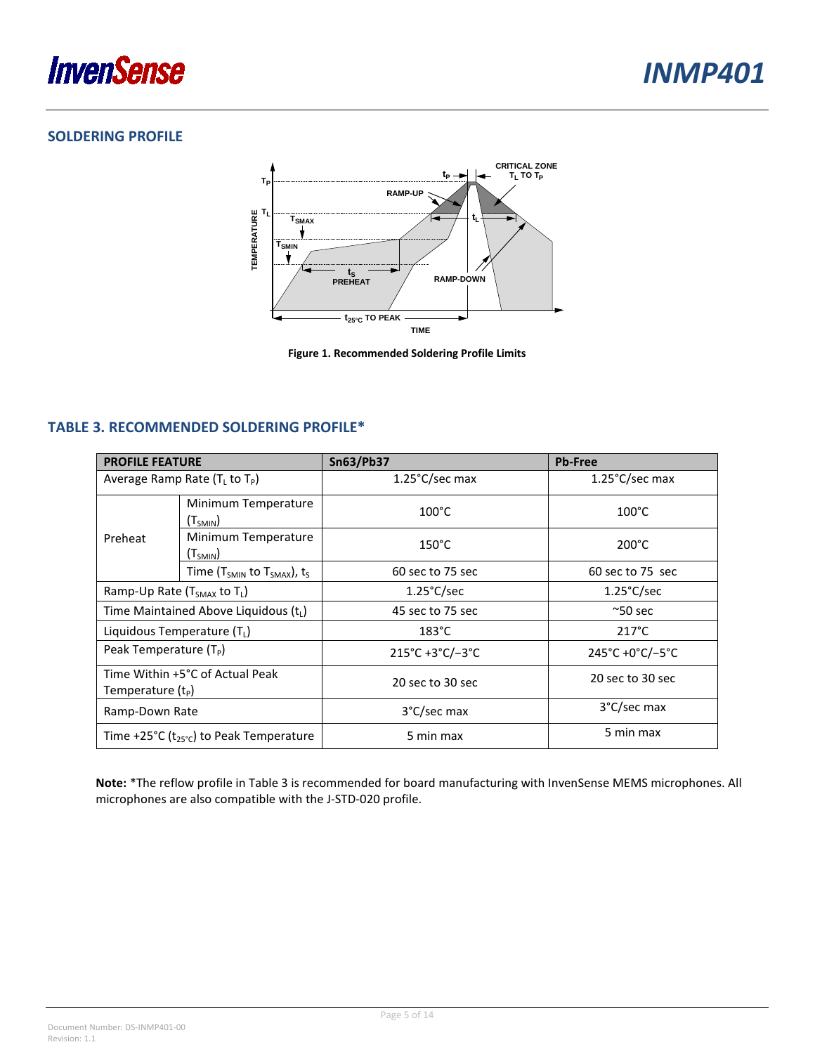## SOLDERING PROFILE

Figure 1. Recommended Soldering Profile Limits

## TABLE 3. RECOMMENDED SOLDERING PROFILE*

| PROFILE FEATURE | | Sn63/Pb37 | Pb-Free |
|---|---|---|---|
| Average Ramp Rate ($T_L$ to $T_P$) | | 1.25°C/sec max | 1.25°C/sec max |
| Preheat | Minimum Temperature ($T_{SMIN}$) | 100°C | 100°C |
| | Minimum Temperature ($T_{SMIN}$) | 150°C | 200°C |
| | Time ($T_{SMIN}$ to $T_{SMAX}$), $t_S$ | 60 sec to 75 sec | 60 sec to 75 sec |
| Ramp-Up Rate ($T_{SMAX}$ to $T_L$) | | 1.25°C/sec | 1.25°C/sec |
| Time Maintained Above Liquidous ($t_L$) | | 45 sec to 75 sec | ~50 sec |
| Liquidous Temperature ($T_L$) | | 183°C | 217°C |
| Peak Temperature ($T_P$) | | 215°C +3°C/−3°C | 245°C +0°C/−5°C |
| Time Within +5°C of Actual Peak Temperature ($t_P$) | | 20 sec to 30 sec | 20 sec to 30 sec |
| Ramp-Down Rate | | 3°C/sec max | 3°C/sec max |
| Time +25°C ($t_{25°C}$) to Peak Temperature | | 5 min max | 5 min max |

**Note:** *The reflow profile in Table 3 is recommended for board manufacturing with InvenSense MEMS microphones. All microphones are also compatible with the J-STD-020 profile.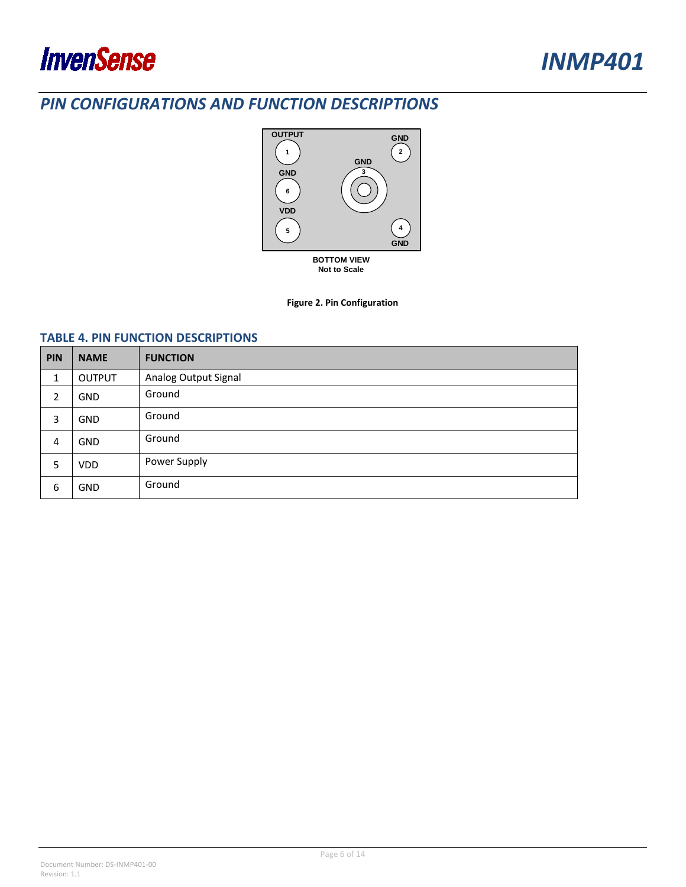## PIN CONFIGURATIONS AND FUNCTION DESCRIPTIONS

Figure 2. Pin Configuration

### TABLE 4. PIN FUNCTION DESCRIPTIONS

| PIN | NAME | FUNCTION |
|---|---|---|
| 1 | OUTPUT | Analog Output Signal |
| 2 | GND | Ground |
| 3 | GND | Ground |
| 4 | GND | Ground |
| 5 | VDD | Power Supply |
| 6 | GND | Ground |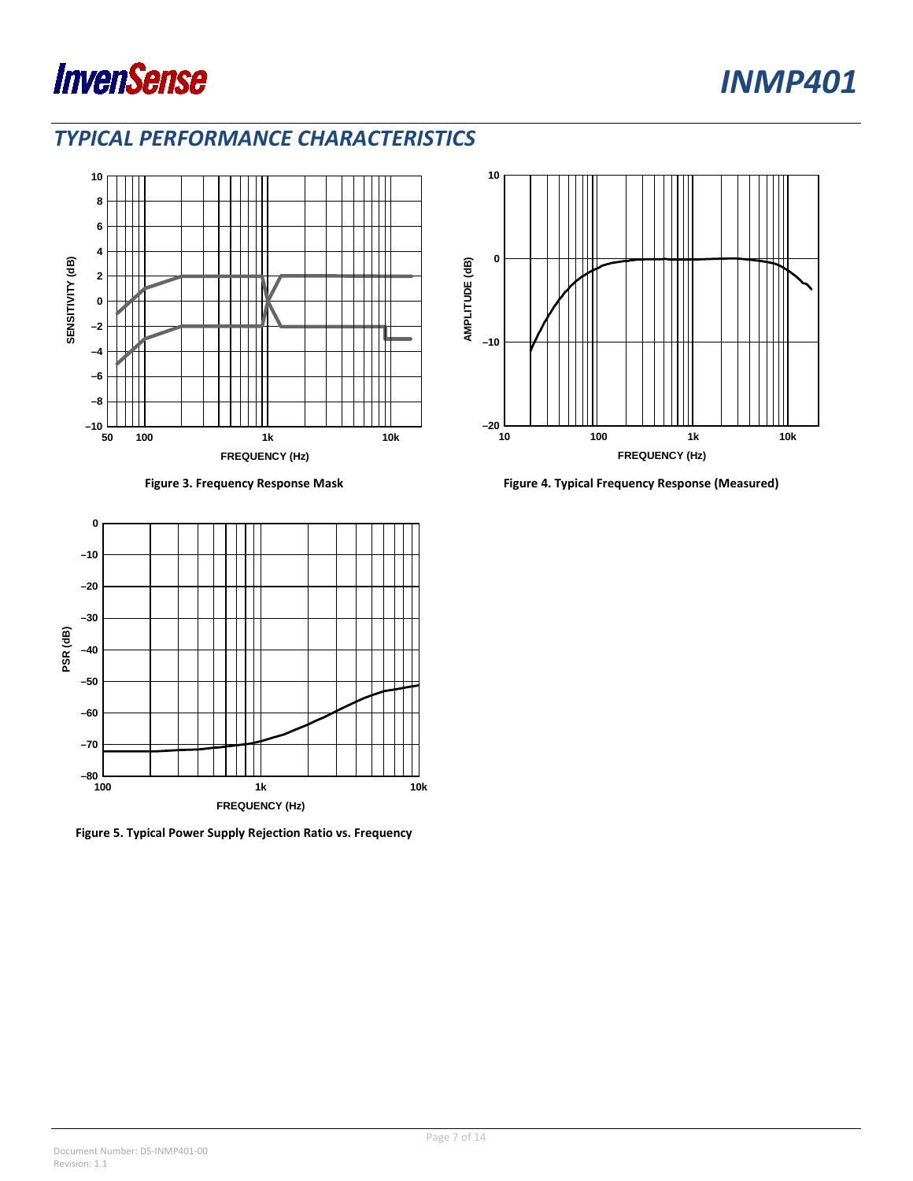## TYPICAL PERFORMANCE CHARACTERISTICS

Figure 3. Frequency Response Mask

Figure 4. Typical Frequency Response (Measured)

Figure 5. Typical Power Supply Rejection Ratio vs. Frequency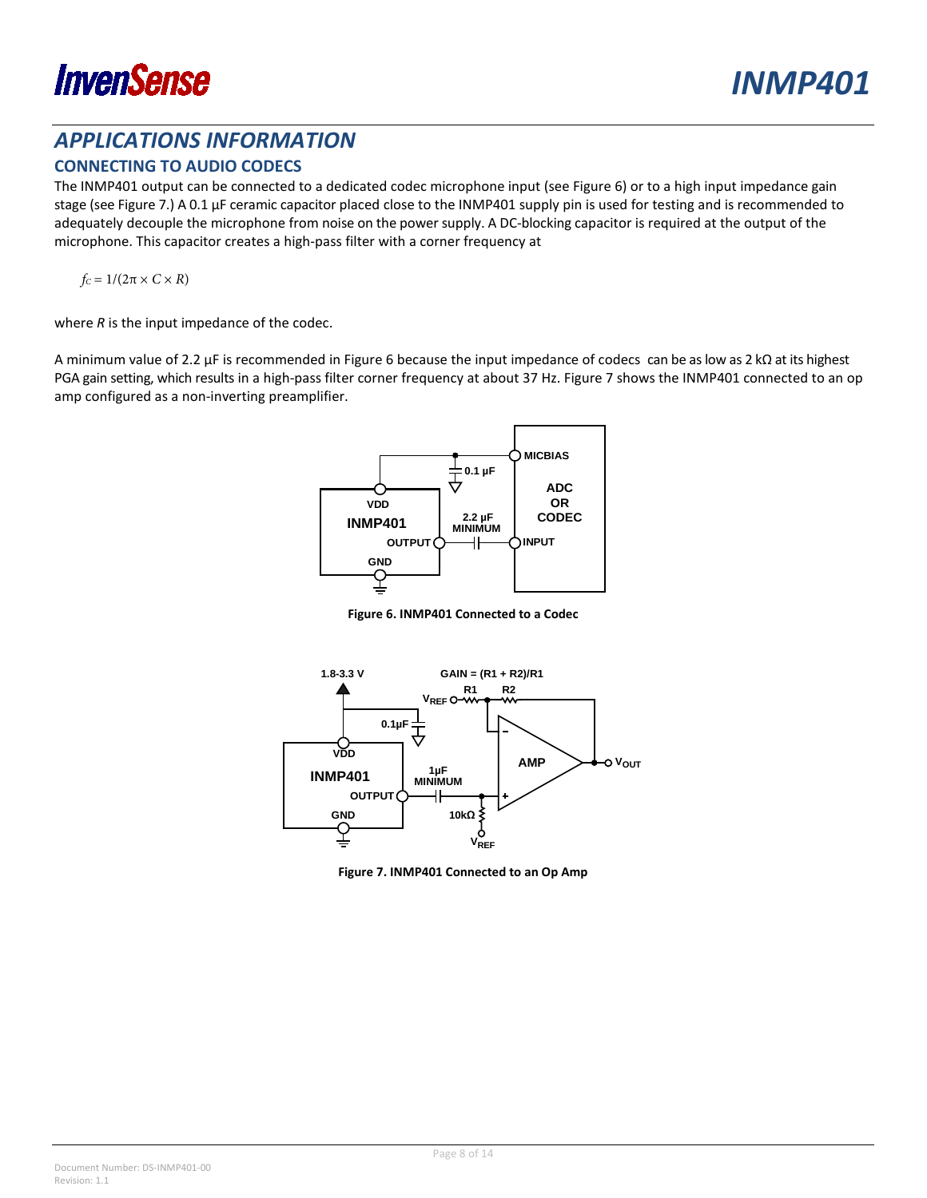## APPLICATIONS INFORMATION

### CONNECTING TO AUDIO CODECS

The INMP401 output can be connected to a dedicated codec microphone input (see Figure 6) or to a high input impedance gain stage (see Figure 7.) A 0.1 µF ceramic capacitor placed close to the INMP401 supply pin is used for testing and is recommended to adequately decouple the microphone from noise on the power supply. A DC-blocking capacitor is required at the output of the microphone. This capacitor creates a high-pass filter with a corner frequency at

$$f_C = 1/(2\pi \times C \times R)$$

where *R* is the input impedance of the codec.

A minimum value of 2.2 µF is recommended in Figure 6 because the input impedance of codecs can be as low as 2 kΩ at its highest PGA gain setting, which results in a high-pass filter corner frequency at about 37 Hz. Figure 7 shows the INMP401 connected to an op amp configured as a non-inverting preamplifier.

**Figure 6. INMP401 Connected to a Codec**

**Figure 7. INMP401 Connected to an Op Amp**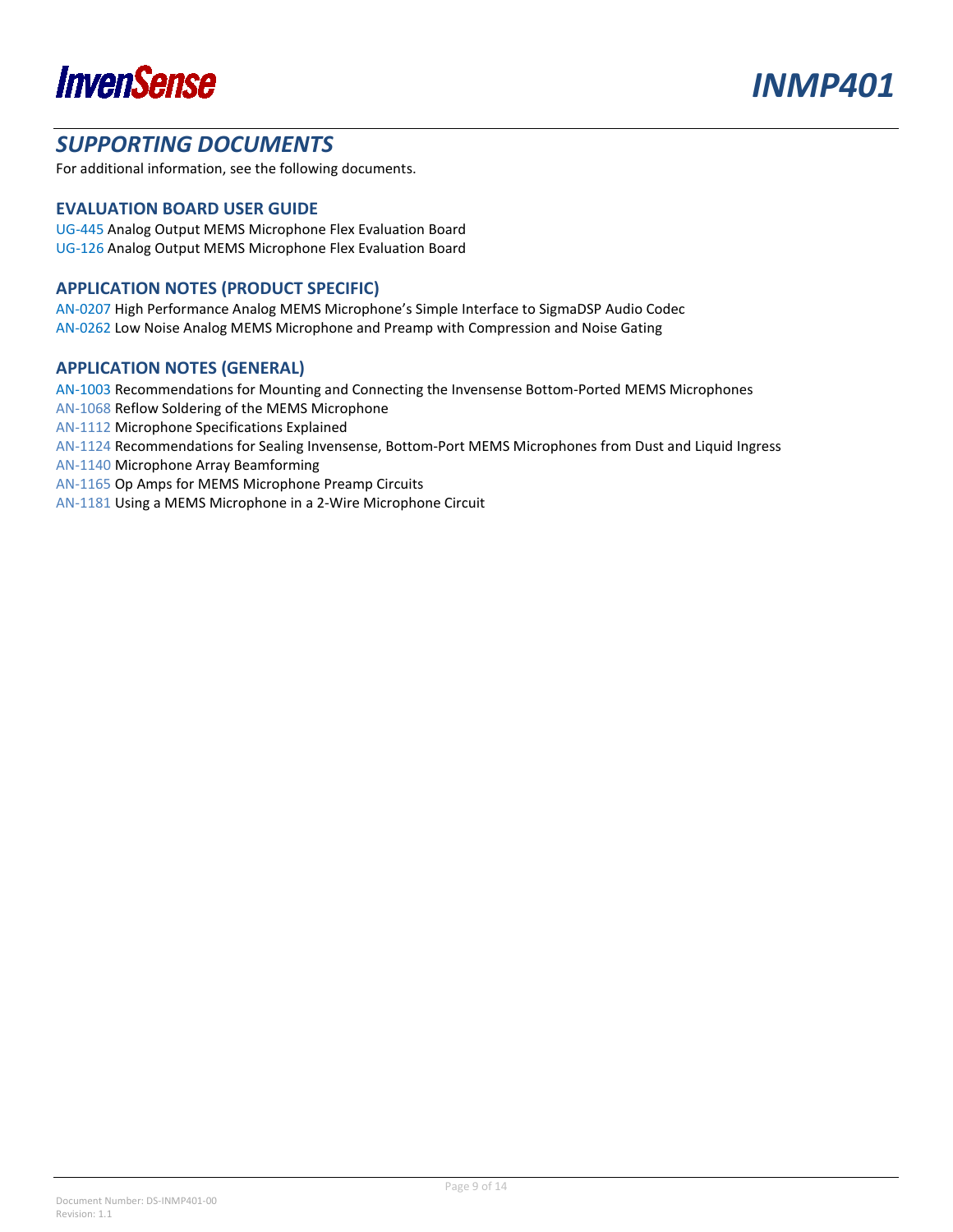## SUPPORTING DOCUMENTS

For additional information, see the following documents.

### EVALUATION BOARD USER GUIDE

UG-445 Analog Output MEMS Microphone Flex Evaluation Board
UG-126 Analog Output MEMS Microphone Flex Evaluation Board

### APPLICATION NOTES (PRODUCT SPECIFIC)

AN-0207 High Performance Analog MEMS Microphone's Simple Interface to SigmaDSP Audio Codec
AN-0262 Low Noise Analog MEMS Microphone and Preamp with Compression and Noise Gating

### APPLICATION NOTES (GENERAL)

AN-1003 Recommendations for Mounting and Connecting the Invensense Bottom-Ported MEMS Microphones
AN-1068 Reflow Soldering of the MEMS Microphone
AN-1112 Microphone Specifications Explained
AN-1124 Recommendations for Sealing Invensense, Bottom-Port MEMS Microphones from Dust and Liquid Ingress
AN-1140 Microphone Array Beamforming
AN-1165 Op Amps for MEMS Microphone Preamp Circuits
AN-1181 Using a MEMS Microphone in a 2-Wire Microphone Circuit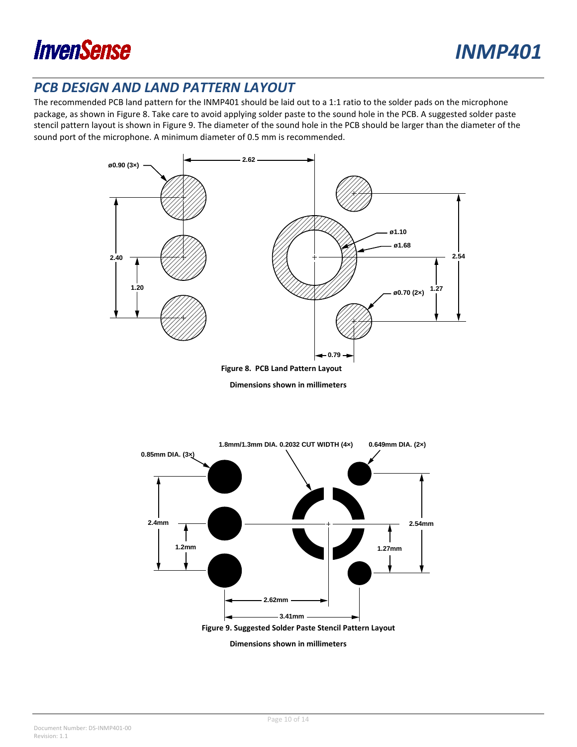## PCB DESIGN AND LAND PATTERN LAYOUT

The recommended PCB land pattern for the INMP401 should be laid out to a 1:1 ratio to the solder pads on the microphone package, as shown in Figure 8. Take care to avoid applying solder paste to the sound hole in the PCB. A suggested solder paste stencil pattern layout is shown in Figure 9. The diameter of the sound hole in the PCB should be larger than the diameter of the sound port of the microphone. A minimum diameter of 0.5 mm is recommended.

**Figure 8. PCB Land Pattern Layout**

**Dimensions shown in millimeters**

**Figure 9. Suggested Solder Paste Stencil Pattern Layout**

**Dimensions shown in millimeters**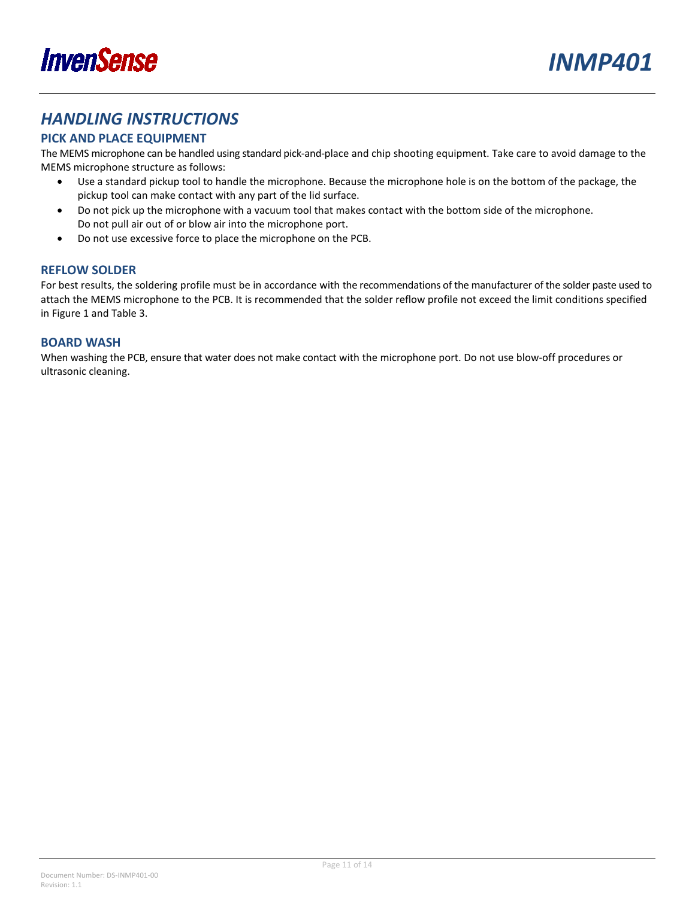# *HANDLING INSTRUCTIONS*

## PICK AND PLACE EQUIPMENT

The MEMS microphone can be handled using standard pick-and-place and chip shooting equipment. Take care to avoid damage to the MEMS microphone structure as follows:

- Use a standard pickup tool to handle the microphone. Because the microphone hole is on the bottom of the package, the pickup tool can make contact with any part of the lid surface.
- Do not pick up the microphone with a vacuum tool that makes contact with the bottom side of the microphone. Do not pull air out of or blow air into the microphone port.
- Do not use excessive force to place the microphone on the PCB.

## REFLOW SOLDER

For best results, the soldering profile must be in accordance with the recommendations of the manufacturer of the solder paste used to attach the MEMS microphone to the PCB. It is recommended that the solder reflow profile not exceed the limit conditions specified in Figure 1 and Table 3.

## BOARD WASH

When washing the PCB, ensure that water does not make contact with the microphone port. Do not use blow-off procedures or ultrasonic cleaning.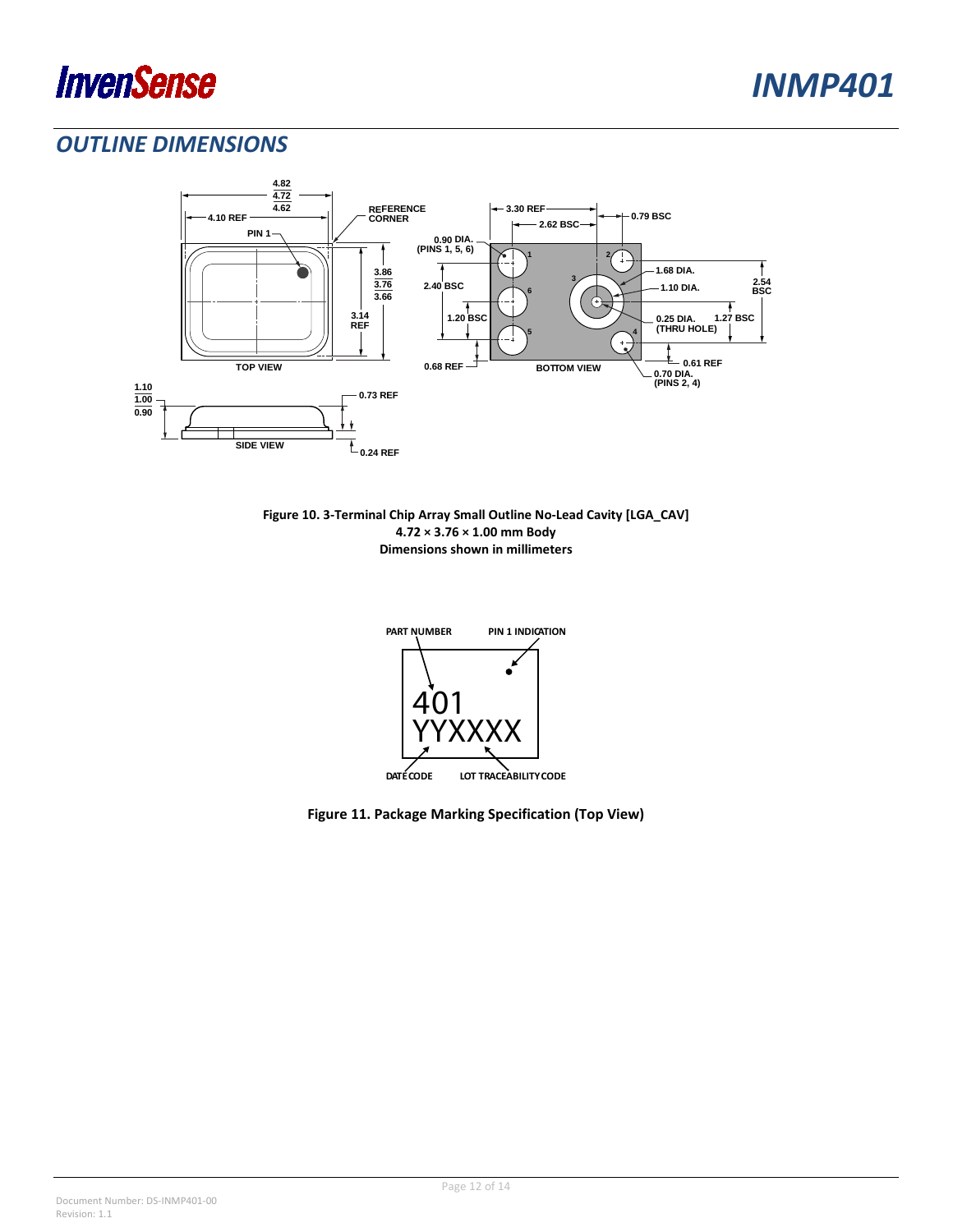## OUTLINE DIMENSIONS

**Figure 10. 3-Terminal Chip Array Small Outline No-Lead Cavity [LGA_CAV]**
**4.72 × 3.76 × 1.00 mm Body**
**Dimensions shown in millimeters**

**Figure 11. Package Marking Specification (Top View)**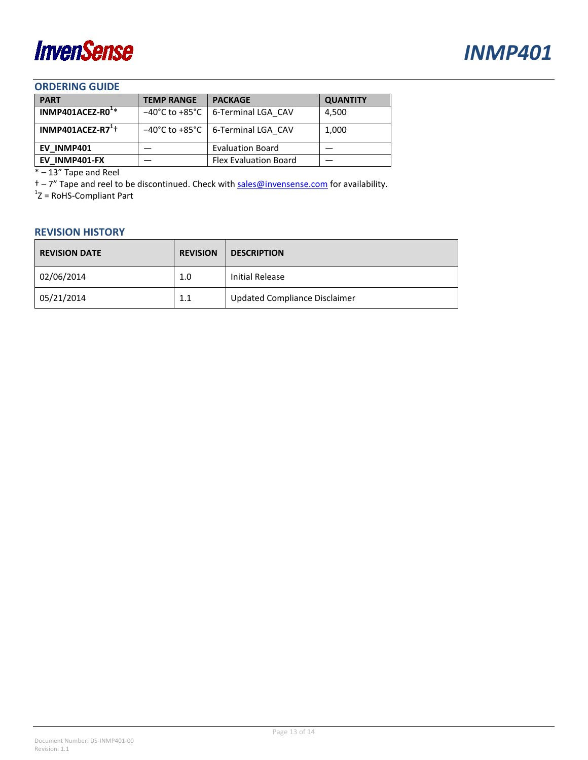## ORDERING GUIDE

| PART | TEMP RANGE | PACKAGE | QUANTITY |
|---|---|---|---|
| **INMP401ACEZ-R0[1]*** | −40°C to +85°C | 6-Terminal LGA_CAV | 4,500 |
| **INMP401ACEZ-R7[1]†** | −40°C to +85°C | 6-Terminal LGA_CAV | 1,000 |
| **EV_INMP401** | — | Evaluation Board | — |
| **EV_INMP401-FX** | — | Flex Evaluation Board | — |

* – 13" Tape and Reel

† – 7" Tape and reel to be discontinued. Check with sales@invensense.com for availability.

[1]Z = RoHS-Compliant Part

## REVISION HISTORY

| REVISION DATE | REVISION | DESCRIPTION |
|---|---|---|
| 02/06/2014 | 1.0 | Initial Release |
| 05/21/2014 | 1.1 | Updated Compliance Disclaimer |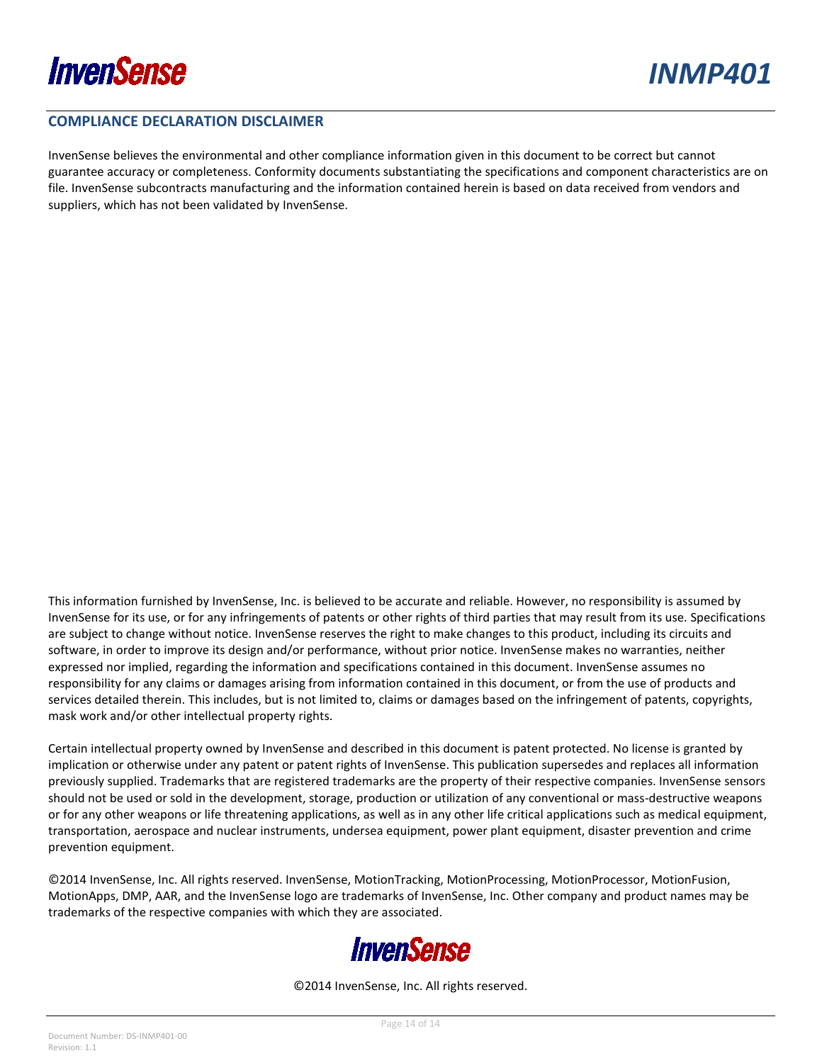## COMPLIANCE DECLARATION DISCLAIMER

InvenSense believes the environmental and other compliance information given in this document to be correct but cannot guarantee accuracy or completeness. Conformity documents substantiating the specifications and component characteristics are on file. InvenSense subcontracts manufacturing and the information contained herein is based on data received from vendors and suppliers, which has not been validated by InvenSense.

This information furnished by InvenSense, Inc. is believed to be accurate and reliable. However, no responsibility is assumed by InvenSense for its use, or for any infringements of patents or other rights of third parties that may result from its use. Specifications are subject to change without notice. InvenSense reserves the right to make changes to this product, including its circuits and software, in order to improve its design and/or performance, without prior notice. InvenSense makes no warranties, neither expressed nor implied, regarding the information and specifications contained in this document. InvenSense assumes no responsibility for any claims or damages arising from information contained in this document, or from the use of products and services detailed therein. This includes, but is not limited to, claims or damages based on the infringement of patents, copyrights, mask work and/or other intellectual property rights.

Certain intellectual property owned by InvenSense and described in this document is patent protected. No license is granted by implication or otherwise under any patent or patent rights of InvenSense. This publication supersedes and replaces all information previously supplied. Trademarks that are registered trademarks are the property of their respective companies. InvenSense sensors should not be used or sold in the development, storage, production or utilization of any conventional or mass-destructive weapons or for any other weapons or life threatening applications, as well as in any other life critical applications such as medical equipment, transportation, aerospace and nuclear instruments, undersea equipment, power plant equipment, disaster prevention and crime prevention equipment.

©2014 InvenSense, Inc. All rights reserved. InvenSense, MotionTracking, MotionProcessing, MotionProcessor, MotionFusion, MotionApps, DMP, AAR, and the InvenSense logo are trademarks of InvenSense, Inc. Other company and product names may be trademarks of the respective companies with which they are associated.

InvenSense

©2014 InvenSense, Inc. All rights reserved.